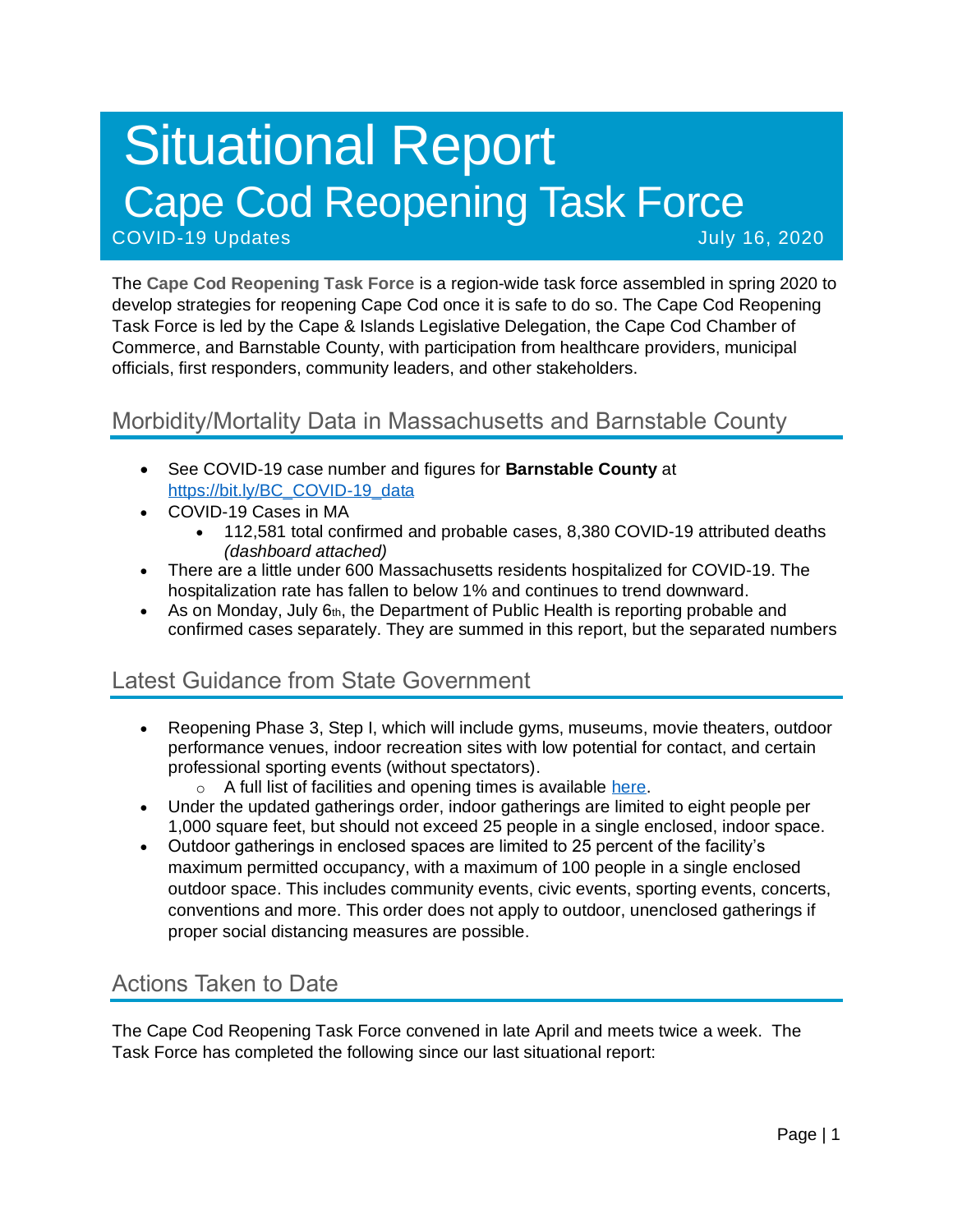# Situational Report
# Cape Cod Reopening Task Force

COVID-19 Updates July 16, 2020

The **Cape Cod Reopening Task Force** is a region-wide task force assembled in spring 2020 to develop strategies for reopening Cape Cod once it is safe to do so. The Cape Cod Reopening Task Force is led by the Cape & Islands Legislative Delegation, the Cape Cod Chamber of Commerce, and Barnstable County, with participation from healthcare providers, municipal officials, first responders, community leaders, and other stakeholders.

## Morbidity/Mortality Data in Massachusetts and Barnstable County

- See COVID-19 case number and figures for **Barnstable County** at [https://bit.ly/BC_COVID-19_data](https://bit.ly/BC_COVID-19_data)
- COVID-19 Cases in MA
  - 112,581 total confirmed and probable cases, 8,380 COVID-19 attributed deaths *(dashboard attached)*
- There are a little under 600 Massachusetts residents hospitalized for COVID-19. The hospitalization rate has fallen to below 1% and continues to trend downward.
- As on Monday, July 6th, the Department of Public Health is reporting probable and confirmed cases separately. They are summed in this report, but the separated numbers

## Latest Guidance from State Government

- Reopening Phase 3, Step I, which will include gyms, museums, movie theaters, outdoor performance venues, indoor recreation sites with low potential for contact, and certain professional sporting events (without spectators).
  - A full list of facilities and opening times is available here.
- Under the updated gatherings order, indoor gatherings are limited to eight people per 1,000 square feet, but should not exceed 25 people in a single enclosed, indoor space.
- Outdoor gatherings in enclosed spaces are limited to 25 percent of the facility's maximum permitted occupancy, with a maximum of 100 people in a single enclosed outdoor space. This includes community events, civic events, sporting events, concerts, conventions and more. This order does not apply to outdoor, unenclosed gatherings if proper social distancing measures are possible.

## Actions Taken to Date

The Cape Cod Reopening Task Force convened in late April and meets twice a week. The Task Force has completed the following since our last situational report: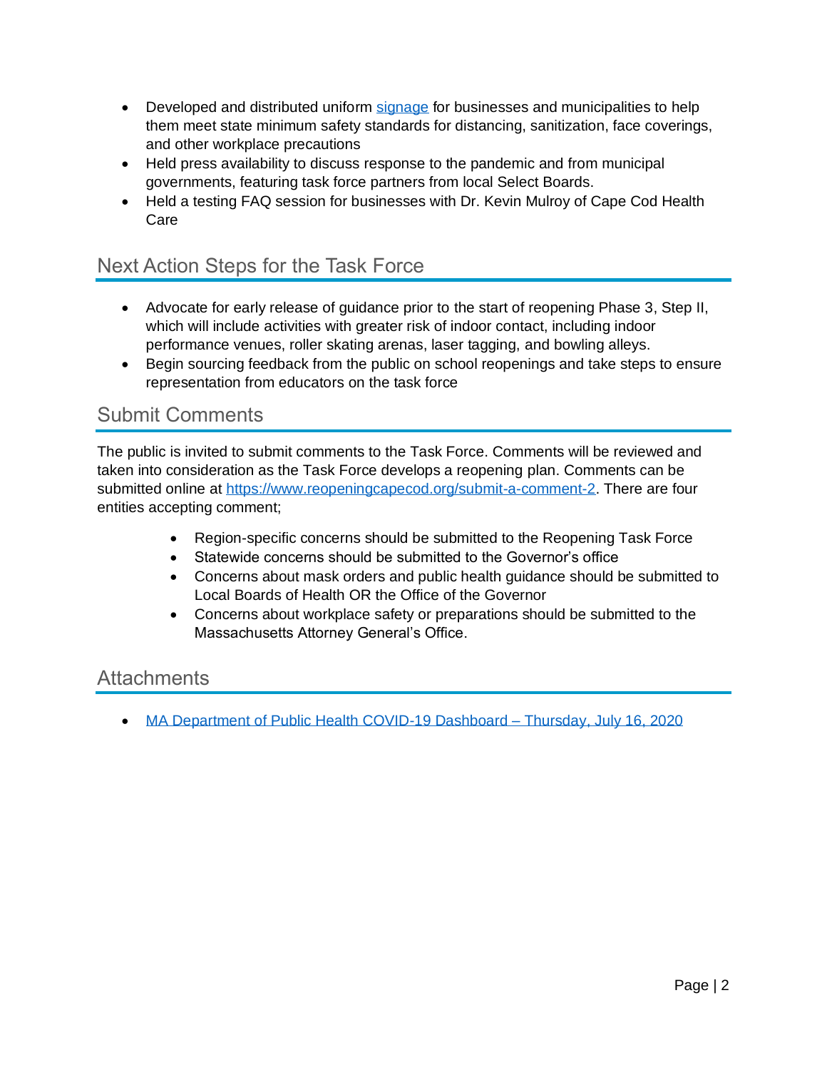- Developed and distributed uniform signage for businesses and municipalities to help them meet state minimum safety standards for distancing, sanitization, face coverings, and other workplace precautions
- Held press availability to discuss response to the pandemic and from municipal governments, featuring task force partners from local Select Boards.
- Held a testing FAQ session for businesses with Dr. Kevin Mulroy of Cape Cod Health Care

## Next Action Steps for the Task Force

- Advocate for early release of guidance prior to the start of reopening Phase 3, Step II, which will include activities with greater risk of indoor contact, including indoor performance venues, roller skating arenas, laser tagging, and bowling alleys.
- Begin sourcing feedback from the public on school reopenings and take steps to ensure representation from educators on the task force

## Submit Comments

The public is invited to submit comments to the Task Force. Comments will be reviewed and taken into consideration as the Task Force develops a reopening plan. Comments can be submitted online at https://www.reopeningcapecod.org/submit-a-comment-2. There are four entities accepting comment;

- Region-specific concerns should be submitted to the Reopening Task Force
- Statewide concerns should be submitted to the Governor's office
- Concerns about mask orders and public health guidance should be submitted to Local Boards of Health OR the Office of the Governor
- Concerns about workplace safety or preparations should be submitted to the Massachusetts Attorney General's Office.

## Attachments

- MA Department of Public Health COVID-19 Dashboard – Thursday, July 16, 2020